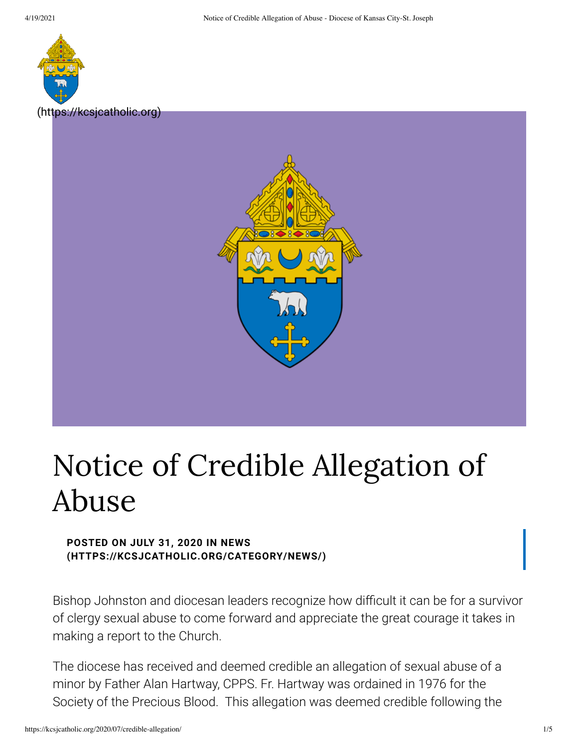(https://kcsjcatholic.org)

# Notice of Credible Allegation of Abuse

**POSTED ON JULY 31, 2020 IN NEWS (HTTPS://KCSJCATHOLIC.ORG/CATEGORY/NEWS/)**

Bishop Johnston and diocesan leaders recognize how difficult it can be for a survivor of clergy sexual abuse to come forward and appreciate the great courage it takes in making a report to the Church.

The diocese has received and deemed credible an allegation of sexual abuse of a minor by Father Alan Hartway, CPPS. Fr. Hartway was ordained in 1976 for the Society of the Precious Blood.  This allegation was deemed credible following the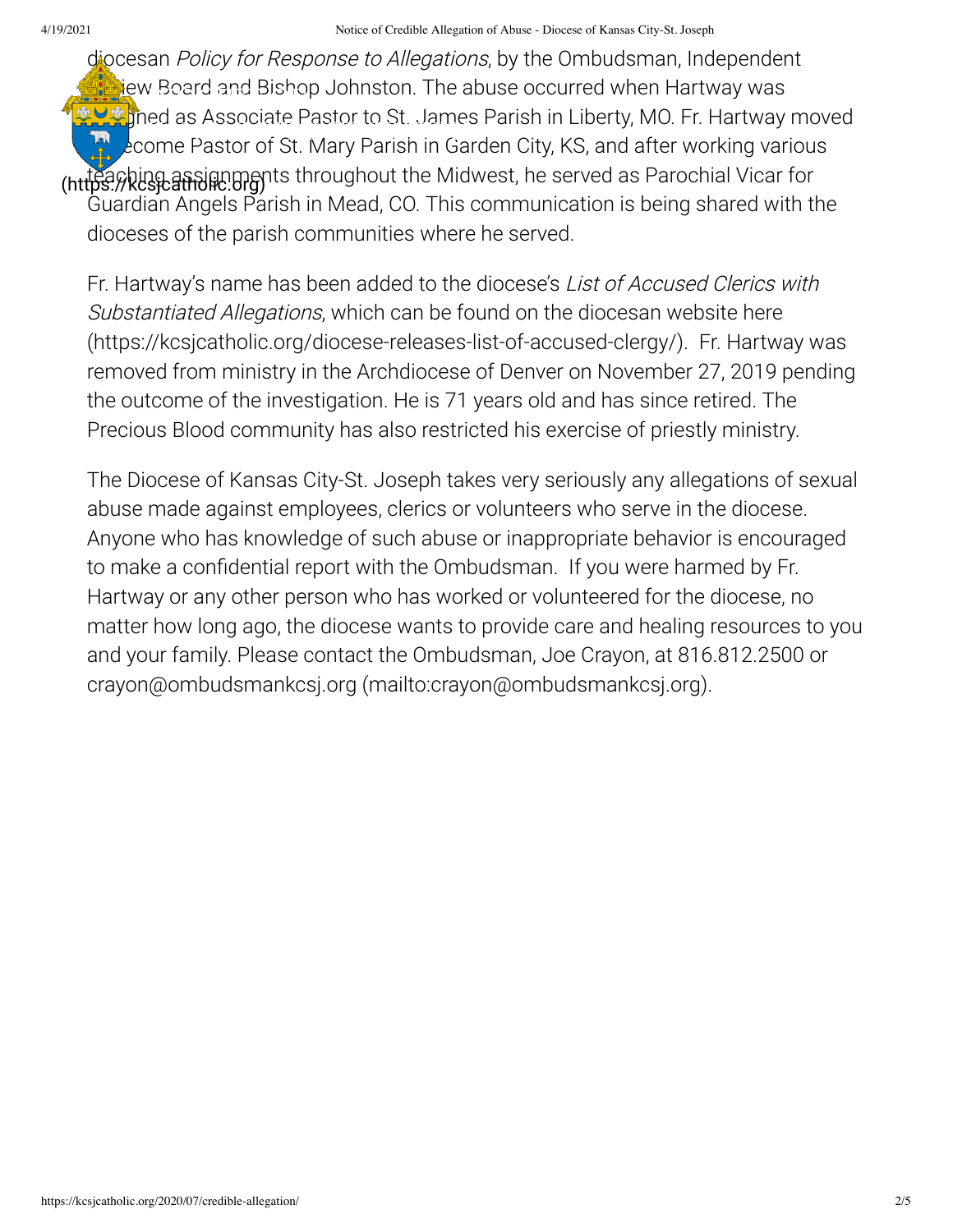diocesan *Policy for Response to Allegations*, by the Ombudsman, Independent Review Board and Bishop Johnston. The abuse occurred when Hartway was assigned as Associate Pastor to St. James Parish in Liberty, MO. Fr. Hartway moved to become Pastor of St. Mary Parish in Garden City, KS, and after working various teaching assignments throughout the Midwest, he served as Parochial Vicar for Guardian Angels Parish in Mead, CO. This communication is being shared with the dioceses of the parish communities where he served.

Fr. Hartway's name has been added to the diocese's *List of Accused Clerics with Substantiated Allegations*, which can be found on the diocesan website here (https://kcsjcatholic.org/diocese-releases-list-of-accused-clergy/). Fr. Hartway was removed from ministry in the Archdiocese of Denver on November 27, 2019 pending the outcome of the investigation. He is 71 years old and has since retired. The Precious Blood community has also restricted his exercise of priestly ministry.

The Diocese of Kansas City-St. Joseph takes very seriously any allegations of sexual abuse made against employees, clerics or volunteers who serve in the diocese. Anyone who has knowledge of such abuse or inappropriate behavior is encouraged to make a confidential report with the Ombudsman. If you were harmed by Fr. Hartway or any other person who has worked or volunteered for the diocese, no matter how long ago, the diocese wants to provide care and healing resources to you and your family. Please contact the Ombudsman, Joe Crayon, at 816.812.2500 or crayon@ombudsmankcsj.org (mailto:crayon@ombudsmankcsj.org).